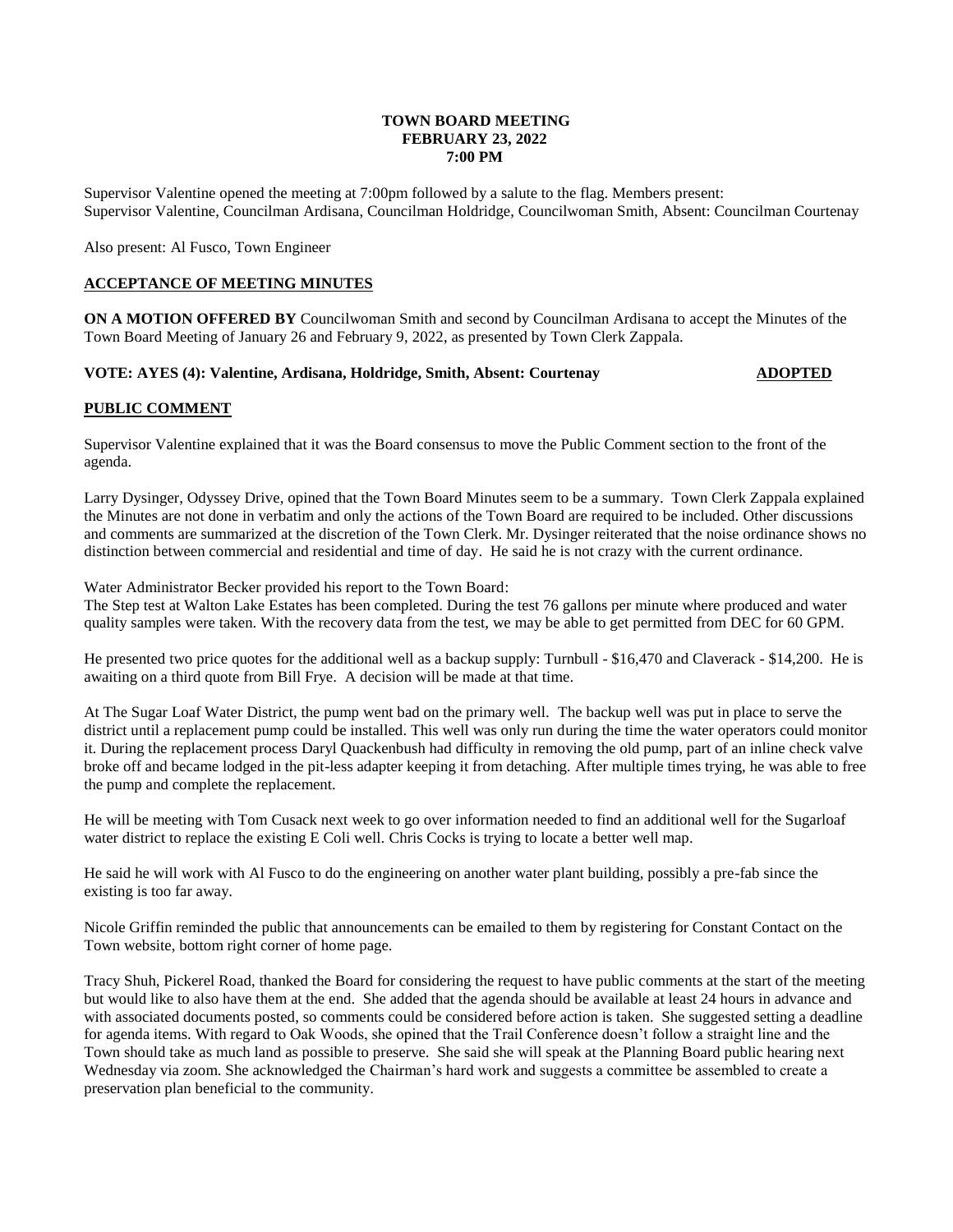**TOWN BOARD MEETING**
**FEBRUARY 23, 2022**
**7:00 PM**

Supervisor Valentine opened the meeting at 7:00pm followed by a salute to the flag. Members present: Supervisor Valentine, Councilman Ardisana, Councilman Holdridge, Councilwoman Smith, Absent: Councilman Courtenay

Also present: Al Fusco, Town Engineer

## ACCEPTANCE OF MEETING MINUTES

**ON A MOTION OFFERED BY** Councilwoman Smith and second by Councilman Ardisana to accept the Minutes of the Town Board Meeting of January 26 and February 9, 2022, as presented by Town Clerk Zappala.

**VOTE: AYES (4): Valentine, Ardisana, Holdridge, Smith, Absent: Courtenay** **ADOPTED**

## PUBLIC COMMENT

Supervisor Valentine explained that it was the Board consensus to move the Public Comment section to the front of the agenda.

Larry Dysinger, Odyssey Drive, opined that the Town Board Minutes seem to be a summary. Town Clerk Zappala explained the Minutes are not done in verbatim and only the actions of the Town Board are required to be included. Other discussions and comments are summarized at the discretion of the Town Clerk. Mr. Dysinger reiterated that the noise ordinance shows no distinction between commercial and residential and time of day. He said he is not crazy with the current ordinance.

Water Administrator Becker provided his report to the Town Board:
The Step test at Walton Lake Estates has been completed. During the test 76 gallons per minute where produced and water quality samples were taken. With the recovery data from the test, we may be able to get permitted from DEC for 60 GPM.

He presented two price quotes for the additional well as a backup supply: Turnbull - $16,470 and Claverack - $14,200. He is awaiting on a third quote from Bill Frye. A decision will be made at that time.

At The Sugar Loaf Water District, the pump went bad on the primary well. The backup well was put in place to serve the district until a replacement pump could be installed. This well was only run during the time the water operators could monitor it. During the replacement process Daryl Quackenbush had difficulty in removing the old pump, part of an inline check valve broke off and became lodged in the pit-less adapter keeping it from detaching. After multiple times trying, he was able to free the pump and complete the replacement.

He will be meeting with Tom Cusack next week to go over information needed to find an additional well for the Sugarloaf water district to replace the existing E Coli well. Chris Cocks is trying to locate a better well map.

He said he will work with Al Fusco to do the engineering on another water plant building, possibly a pre-fab since the existing is too far away.

Nicole Griffin reminded the public that announcements can be emailed to them by registering for Constant Contact on the Town website, bottom right corner of home page.

Tracy Shuh, Pickerel Road, thanked the Board for considering the request to have public comments at the start of the meeting but would like to also have them at the end. She added that the agenda should be available at least 24 hours in advance and with associated documents posted, so comments could be considered before action is taken. She suggested setting a deadline for agenda items. With regard to Oak Woods, she opined that the Trail Conference doesn't follow a straight line and the Town should take as much land as possible to preserve. She said she will speak at the Planning Board public hearing next Wednesday via zoom. She acknowledged the Chairman's hard work and suggests a committee be assembled to create a preservation plan beneficial to the community.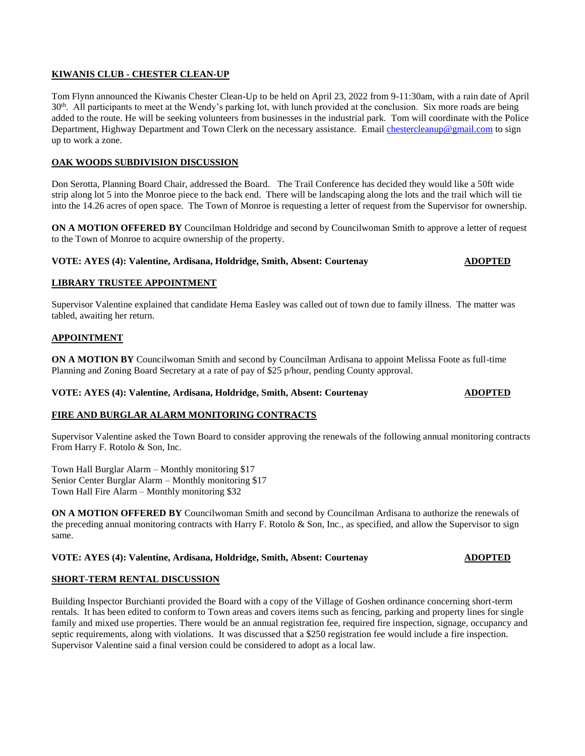**KIWANIS CLUB - CHESTER CLEAN-UP**

Tom Flynn announced the Kiwanis Chester Clean-Up to be held on April 23, 2022 from 9-11:30am, with a rain date of April 30th. All participants to meet at the Wendy's parking lot, with lunch provided at the conclusion. Six more roads are being added to the route. He will be seeking volunteers from businesses in the industrial park. Tom will coordinate with the Police Department, Highway Department and Town Clerk on the necessary assistance. Email chestercleanup@gmail.com to sign up to work a zone.

**OAK WOODS SUBDIVISION DISCUSSION**

Don Serotta, Planning Board Chair, addressed the Board. The Trail Conference has decided they would like a 50ft wide strip along lot 5 into the Monroe piece to the back end. There will be landscaping along the lots and the trail which will tie into the 14.26 acres of open space. The Town of Monroe is requesting a letter of request from the Supervisor for ownership.

**ON A MOTION OFFERED BY** Councilman Holdridge and second by Councilwoman Smith to approve a letter of request to the Town of Monroe to acquire ownership of the property.

**VOTE: AYES (4): Valentine, Ardisana, Holdridge, Smith, Absent: Courtenay** **ADOPTED**

**LIBRARY TRUSTEE APPOINTMENT**

Supervisor Valentine explained that candidate Hema Easley was called out of town due to family illness. The matter was tabled, awaiting her return.

**APPOINTMENT**

**ON A MOTION BY** Councilwoman Smith and second by Councilman Ardisana to appoint Melissa Foote as full-time Planning and Zoning Board Secretary at a rate of pay of $25 p/hour, pending County approval.

**VOTE: AYES (4): Valentine, Ardisana, Holdridge, Smith, Absent: Courtenay** **ADOPTED**

**FIRE AND BURGLAR ALARM MONITORING CONTRACTS**

Supervisor Valentine asked the Town Board to consider approving the renewals of the following annual monitoring contracts From Harry F. Rotolo & Son, Inc.

Town Hall Burglar Alarm – Monthly monitoring $17
Senior Center Burglar Alarm – Monthly monitoring $17
Town Hall Fire Alarm – Monthly monitoring $32

**ON A MOTION OFFERED BY** Councilwoman Smith and second by Councilman Ardisana to authorize the renewals of the preceding annual monitoring contracts with Harry F. Rotolo & Son, Inc., as specified, and allow the Supervisor to sign same.

**VOTE: AYES (4): Valentine, Ardisana, Holdridge, Smith, Absent: Courtenay** **ADOPTED**

**SHORT-TERM RENTAL DISCUSSION**

Building Inspector Burchianti provided the Board with a copy of the Village of Goshen ordinance concerning short-term rentals. It has been edited to conform to Town areas and covers items such as fencing, parking and property lines for single family and mixed use properties. There would be an annual registration fee, required fire inspection, signage, occupancy and septic requirements, along with violations. It was discussed that a $250 registration fee would include a fire inspection. Supervisor Valentine said a final version could be considered to adopt as a local law.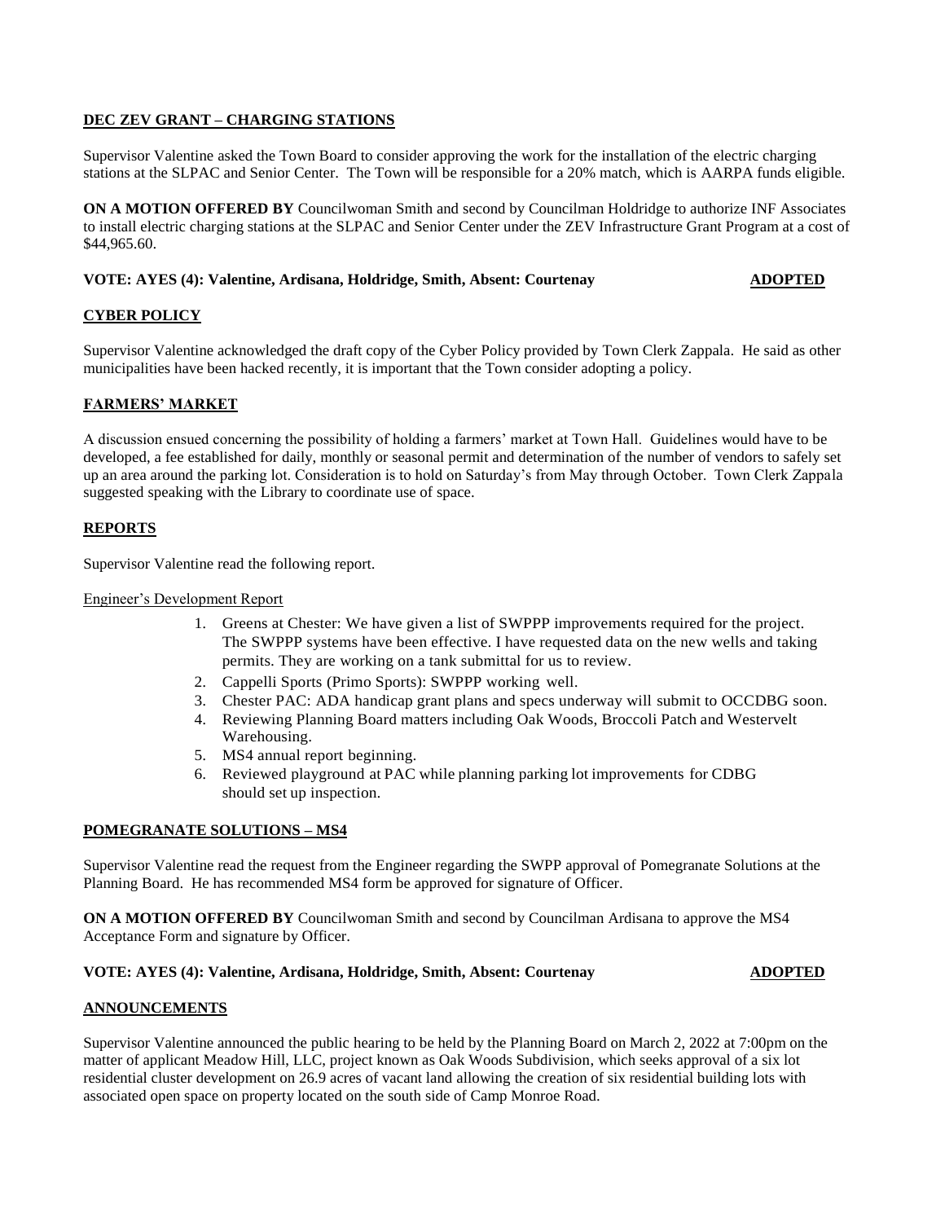**DEC ZEV GRANT – CHARGING STATIONS**

Supervisor Valentine asked the Town Board to consider approving the work for the installation of the electric charging stations at the SLPAC and Senior Center. The Town will be responsible for a 20% match, which is AARPA funds eligible.

**ON A MOTION OFFERED BY** Councilwoman Smith and second by Councilman Holdridge to authorize INF Associates to install electric charging stations at the SLPAC and Senior Center under the ZEV Infrastructure Grant Program at a cost of $44,965.60.

**VOTE: AYES (4): Valentine, Ardisana, Holdridge, Smith, Absent: Courtenay** **ADOPTED**

**CYBER POLICY**

Supervisor Valentine acknowledged the draft copy of the Cyber Policy provided by Town Clerk Zappala. He said as other municipalities have been hacked recently, it is important that the Town consider adopting a policy.

**FARMERS' MARKET**

A discussion ensued concerning the possibility of holding a farmers' market at Town Hall. Guidelines would have to be developed, a fee established for daily, monthly or seasonal permit and determination of the number of vendors to safely set up an area around the parking lot. Consideration is to hold on Saturday's from May through October. Town Clerk Zappala suggested speaking with the Library to coordinate use of space.

**REPORTS**

Supervisor Valentine read the following report.

Engineer's Development Report

1. Greens at Chester: We have given a list of SWPPP improvements required for the project. The SWPPP systems have been effective. I have requested data on the new wells and taking permits. They are working on a tank submittal for us to review.
2. Cappelli Sports (Primo Sports): SWPPP working well.
3. Chester PAC: ADA handicap grant plans and specs underway will submit to OCCDBG soon.
4. Reviewing Planning Board matters including Oak Woods, Broccoli Patch and Westervelt Warehousing.
5. MS4 annual report beginning.
6. Reviewed playground at PAC while planning parking lot improvements for CDBG should set up inspection.

**POMEGRANATE SOLUTIONS – MS4**

Supervisor Valentine read the request from the Engineer regarding the SWPP approval of Pomegranate Solutions at the Planning Board. He has recommended MS4 form be approved for signature of Officer.

**ON A MOTION OFFERED BY** Councilwoman Smith and second by Councilman Ardisana to approve the MS4 Acceptance Form and signature by Officer.

**VOTE: AYES (4): Valentine, Ardisana, Holdridge, Smith, Absent: Courtenay** **ADOPTED**

**ANNOUNCEMENTS**

Supervisor Valentine announced the public hearing to be held by the Planning Board on March 2, 2022 at 7:00pm on the matter of applicant Meadow Hill, LLC, project known as Oak Woods Subdivision, which seeks approval of a six lot residential cluster development on 26.9 acres of vacant land allowing the creation of six residential building lots with associated open space on property located on the south side of Camp Monroe Road.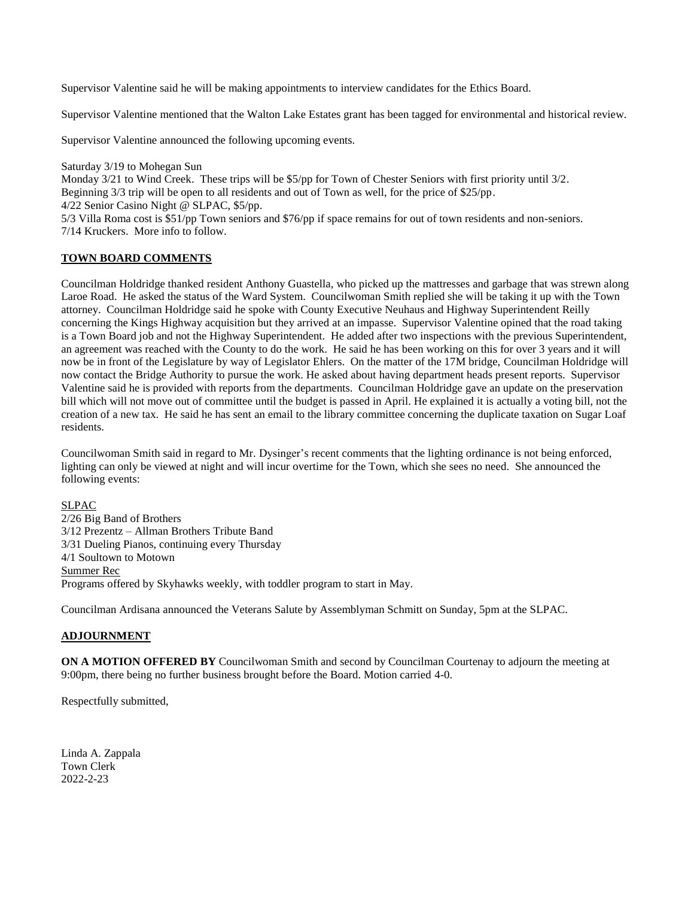Supervisor Valentine said he will be making appointments to interview candidates for the Ethics Board.

Supervisor Valentine mentioned that the Walton Lake Estates grant has been tagged for environmental and historical review.

Supervisor Valentine announced the following upcoming events.

Saturday 3/19 to Mohegan Sun
Monday 3/21 to Wind Creek. These trips will be $5/pp for Town of Chester Seniors with first priority until 3/2.
Beginning 3/3 trip will be open to all residents and out of Town as well, for the price of $25/pp.
4/22 Senior Casino Night @ SLPAC, $5/pp.
5/3 Villa Roma cost is $51/pp Town seniors and $76/pp if space remains for out of town residents and non-seniors.
7/14 Kruckers. More info to follow.

**TOWN BOARD COMMENTS**

Councilman Holdridge thanked resident Anthony Guastella, who picked up the mattresses and garbage that was strewn along Laroe Road. He asked the status of the Ward System. Councilwoman Smith replied she will be taking it up with the Town attorney. Councilman Holdridge said he spoke with County Executive Neuhaus and Highway Superintendent Reilly concerning the Kings Highway acquisition but they arrived at an impasse. Supervisor Valentine opined that the road taking is a Town Board job and not the Highway Superintendent. He added after two inspections with the previous Superintendent, an agreement was reached with the County to do the work. He said he has been working on this for over 3 years and it will now be in front of the Legislature by way of Legislator Ehlers. On the matter of the 17M bridge, Councilman Holdridge will now contact the Bridge Authority to pursue the work. He asked about having department heads present reports. Supervisor Valentine said he is provided with reports from the departments. Councilman Holdridge gave an update on the preservation bill which will not move out of committee until the budget is passed in April. He explained it is actually a voting bill, not the creation of a new tax. He said he has sent an email to the library committee concerning the duplicate taxation on Sugar Loaf residents.

Councilwoman Smith said in regard to Mr. Dysinger's recent comments that the lighting ordinance is not being enforced, lighting can only be viewed at night and will incur overtime for the Town, which she sees no need. She announced the following events:

SLPAC
2/26 Big Band of Brothers
3/12 Prezentz – Allman Brothers Tribute Band
3/31 Dueling Pianos, continuing every Thursday
4/1 Soultown to Motown
Summer Rec
Programs offered by Skyhawks weekly, with toddler program to start in May.

Councilman Ardisana announced the Veterans Salute by Assemblyman Schmitt on Sunday, 5pm at the SLPAC.

**ADJOURNMENT**

**ON A MOTION OFFERED BY** Councilwoman Smith and second by Councilman Courtenay to adjourn the meeting at 9:00pm, there being no further business brought before the Board. Motion carried 4-0.

Respectfully submitted,

Linda A. Zappala
Town Clerk
2022-2-23